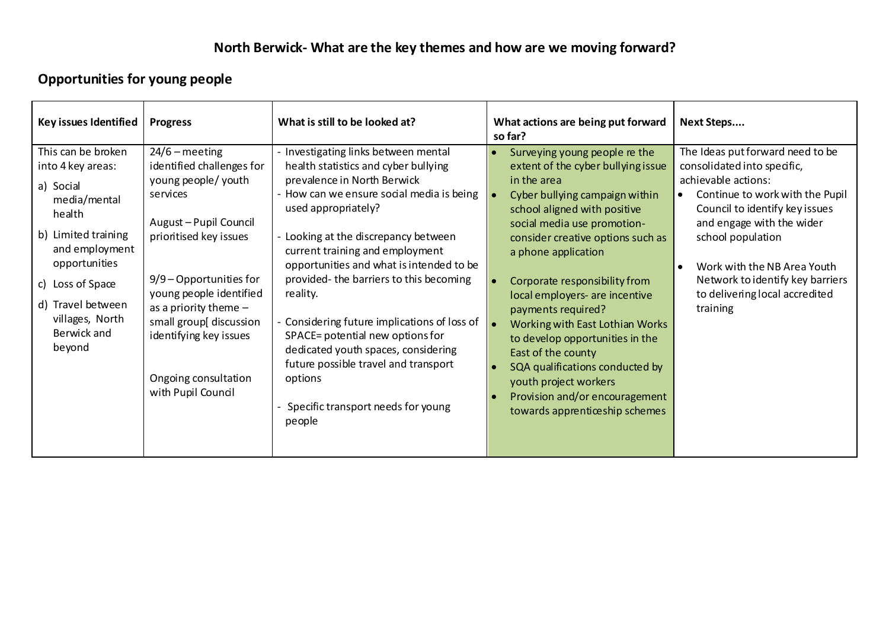# North Berwick- What are the key themes and how are we moving forward?

## Opportunities for young people

| Key issues Identified | Progress | What is still to be looked at? | What actions are being put forward so far? | Next Steps.... |
|---|---|---|---|---|
| This can be broken into 4 key areas:<br>a) Social media/mental health<br>b) Limited training and employment opportunities<br>c) Loss of Space<br>d) Travel between villages, North Berwick and beyond | 24/6 – meeting identified challenges for young people/ youth services<br><br>August – Pupil Council prioritised key issues<br><br>9/9 – Opportunities for young people identified as a priority theme – small group[ discussion identifying key issues<br><br>Ongoing consultation with Pupil Council | - Investigating links between mental health statistics and cyber bullying prevalence in North Berwick<br>- How can we ensure social media is being used appropriately?<br><br>- Looking at the discrepancy between current training and employment opportunities and what is intended to be provided- the barriers to this becoming reality.<br><br>- Considering future implications of loss of SPACE= potential new options for dedicated youth spaces, considering future possible travel and transport options<br><br>- Specific transport needs for young people | • Surveying young people re the extent of the cyber bullying issue in the area<br>• Cyber bullying campaign within school aligned with positive social media use promotion- consider creative options such as a phone application<br><br>• Corporate responsibility from local employers- are incentive payments required?<br>• Working with East Lothian Works to develop opportunities in the East of the county<br>• SQA qualifications conducted by youth project workers<br>• Provision and/or encouragement towards apprenticeship schemes | The Ideas put forward need to be consolidated into specific, achievable actions:<br>• Continue to work with the Pupil Council to identify key issues and engage with the wider school population<br><br>• Work with the NB Area Youth Network to identify key barriers to delivering local accredited training |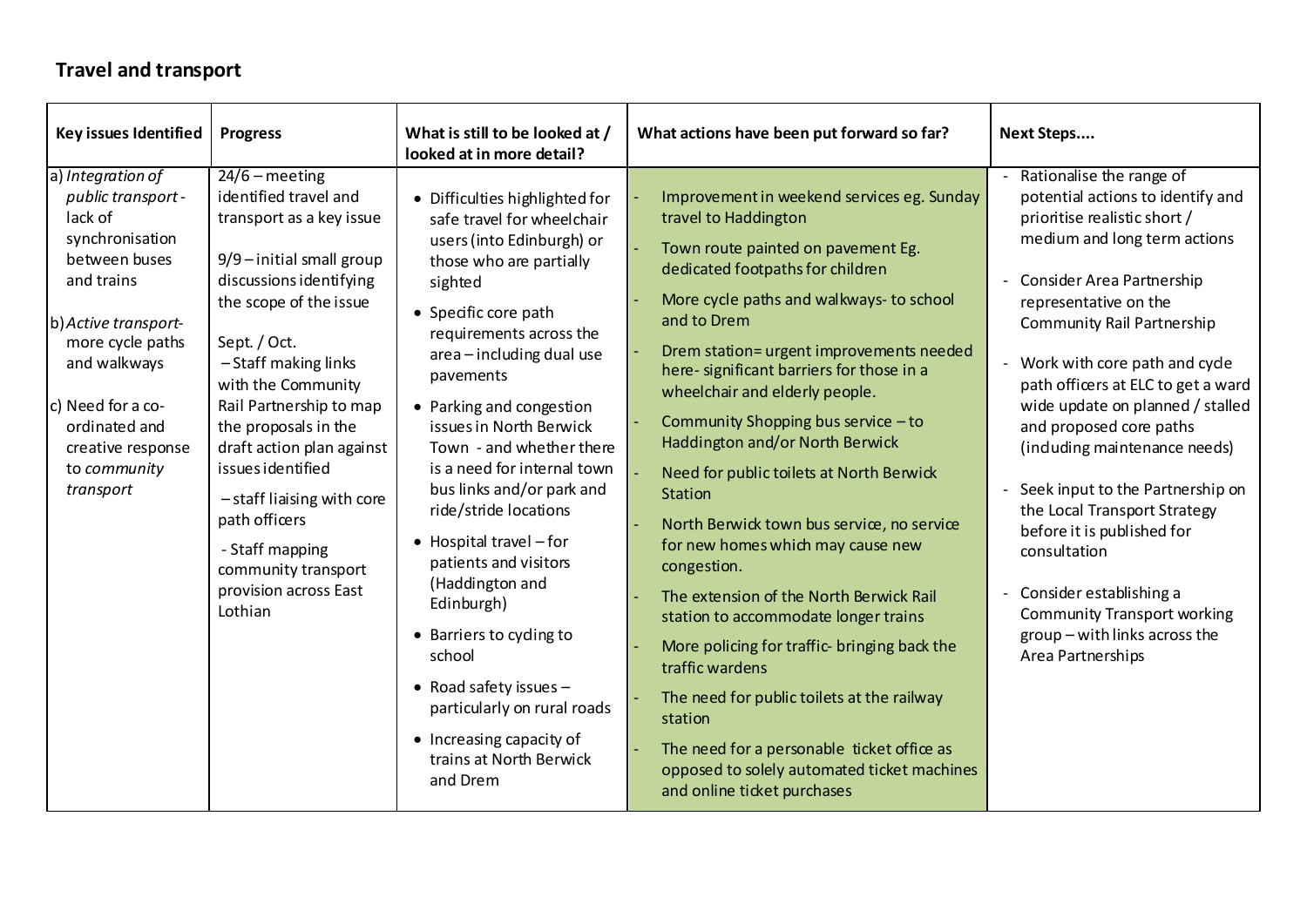## Travel and transport

| Key issues Identified | Progress | What is still to be looked at / looked at in more detail? | What actions have been put forward so far? | Next Steps.... |
|---|---|---|---|---|
| a) *Integration of public transport* - lack of synchronisation between buses and trains<br><br>b) *Active transport*- more cycle paths and walkways<br><br>c) Need for a co-ordinated and creative response to *community transport* | 24/6 – meeting identified travel and transport as a key issue<br><br>9/9 – initial small group discussions identifying the scope of the issue<br><br>Sept. / Oct.<br>– Staff making links with the Community Rail Partnership to map the proposals in the draft action plan against issues identified<br>– staff liaising with core path officers<br>- Staff mapping community transport provision across East Lothian | • Difficulties highlighted for safe travel for wheelchair users (into Edinburgh) or those who are partially sighted<br>• Specific core path requirements across the area – including dual use pavements<br>• Parking and congestion issues in North Berwick Town - and whether there is a need for internal town bus links and/or park and ride/stride locations<br>• Hospital travel – for patients and visitors (Haddington and Edinburgh)<br>• Barriers to cycling to school<br>• Road safety issues – particularly on rural roads<br>• Increasing capacity of trains at North Berwick and Drem | - Improvement in weekend services eg. Sunday travel to Haddington<br>- Town route painted on pavement Eg. dedicated footpaths for children<br>- More cycle paths and walkways- to school and to Drem<br>- Drem station= urgent improvements needed here- significant barriers for those in a wheelchair and elderly people.<br>- Community Shopping bus service – to Haddington and/or North Berwick<br>- Need for public toilets at North Berwick Station<br>- North Berwick town bus service, no service for new homes which may cause new congestion.<br>- The extension of the North Berwick Rail station to accommodate longer trains<br>- More policing for traffic- bringing back the traffic wardens<br>- The need for public toilets at the railway station<br>- The need for a personable ticket office as opposed to solely automated ticket machines and online ticket purchases | - Rationalise the range of potential actions to identify and prioritise realistic short / medium and long term actions<br>- Consider Area Partnership representative on the Community Rail Partnership<br>- Work with core path and cycle path officers at ELC to get a ward wide update on planned / stalled and proposed core paths (including maintenance needs)<br>- Seek input to the Partnership on the Local Transport Strategy before it is published for consultation<br>- Consider establishing a Community Transport working group – with links across the Area Partnerships |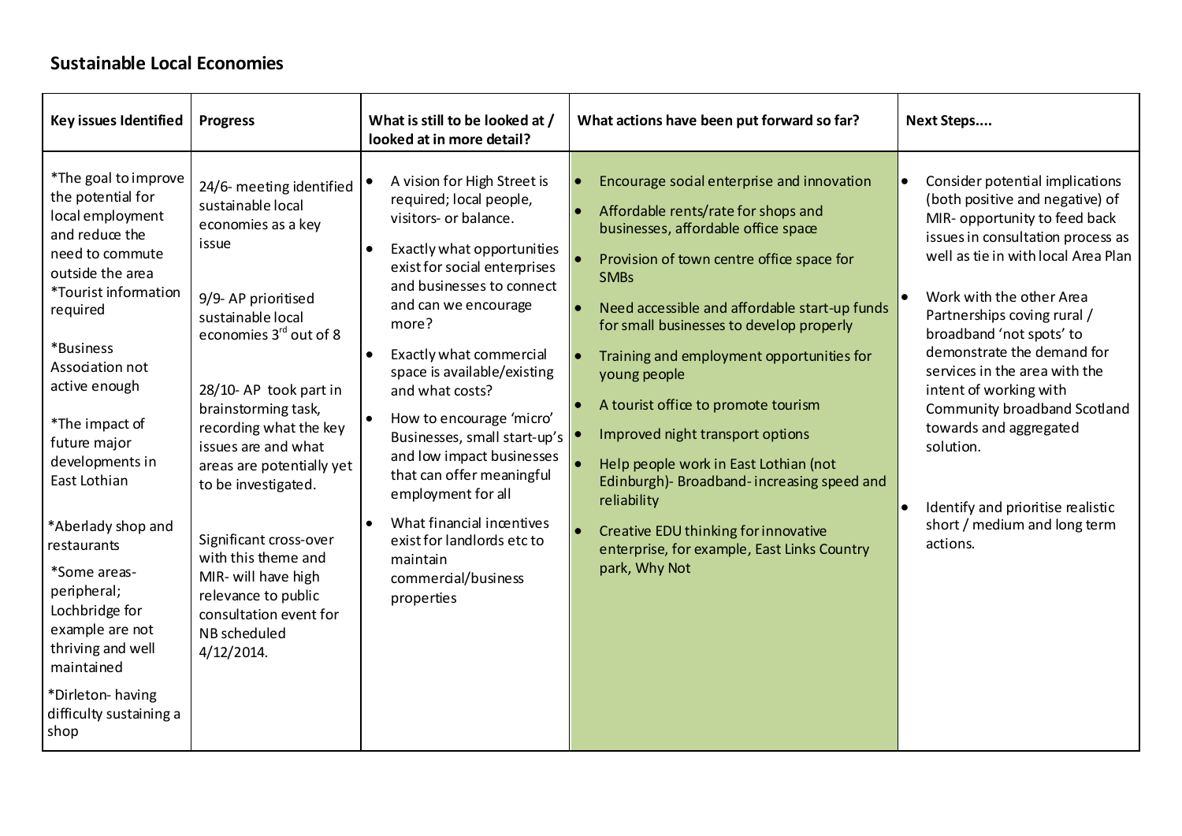## Sustainable Local Economies

| Key issues Identified | Progress | What is still to be looked at / looked at in more detail? | What actions have been put forward so far? | Next Steps.... |
|---|---|---|---|---|
| *The goal to improve the potential for local employment and reduce the need to commute outside the area<br>*Tourist information required<br><br>*Business Association not active enough<br><br>*The impact of future major developments in East Lothian<br><br>*Aberlady shop and restaurants<br><br>*Some areas- peripheral; Lochbridge for example are not thriving and well maintained<br><br>*Dirleton- having difficulty sustaining a shop | 24/6- meeting identified sustainable local economies as a key issue<br><br>9/9- AP prioritised sustainable local economies 3rd out of 8<br><br>28/10- AP took part in brainstorming task, recording what the key issues are and what areas are potentially yet to be investigated.<br><br>Significant cross-over with this theme and MIR- will have high relevance to public consultation event for NB scheduled 4/12/2014. | • A vision for High Street is required; local people, visitors- or balance.<br>• Exactly what opportunities exist for social enterprises and businesses to connect and can we encourage more?<br>• Exactly what commercial space is available/existing and what costs?<br>• How to encourage 'micro' Businesses, small start-up's and low impact businesses that can offer meaningful employment for all<br>• What financial incentives exist for landlords etc to maintain commercial/business properties | • Encourage social enterprise and innovation<br>• Affordable rents/rate for shops and businesses, affordable office space<br>• Provision of town centre office space for SMBs<br>• Need accessible and affordable start-up funds for small businesses to develop properly<br>• Training and employment opportunities for young people<br>• A tourist office to promote tourism<br>• Improved night transport options<br>• Help people work in East Lothian (not Edinburgh)- Broadband- increasing speed and reliability<br>• Creative EDU thinking for innovative enterprise, for example, East Links Country park, Why Not | • Consider potential implications (both positive and negative) of MIR- opportunity to feed back issues in consultation process as well as tie in with local Area Plan<br>• Work with the other Area Partnerships coving rural / broadband 'not spots' to demonstrate the demand for services in the area with the intent of working with Community broadband Scotland towards and aggregated solution.<br>• Identify and prioritise realistic short / medium and long term actions. |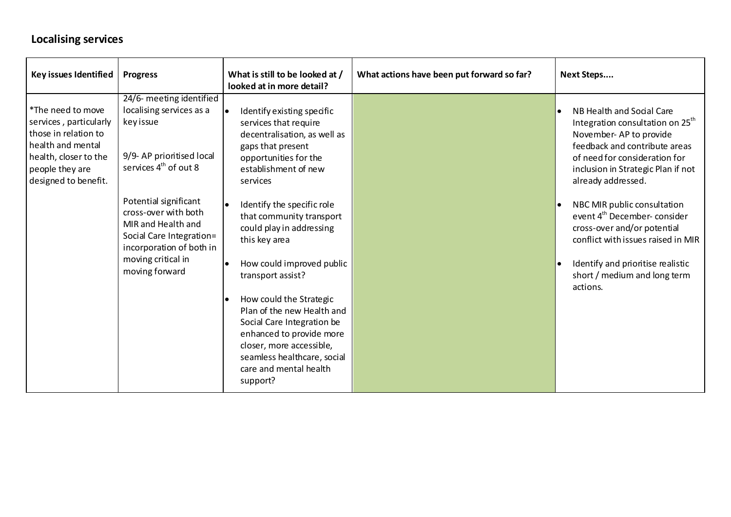## Localising services

| Key issues Identified | Progress | What is still to be looked at / looked at in more detail? | What actions have been put forward so far? | Next Steps.... |
|---|---|---|---|---|
| *The need to move services , particularly those in relation to health and mental health, closer to the people they are designed to benefit. | 24/6- meeting identified localising services as a key issue<br><br>9/9- AP prioritised local services 4th of out 8<br><br>Potential significant cross-over with both MIR and Health and Social Care Integration= incorporation of both in moving critical in moving forward | • Identify existing specific services that require decentralisation, as well as gaps that present opportunities for the establishment of new services<br><br>• Identify the specific role that community transport could play in addressing this key area<br><br>• How could improved public transport assist?<br><br>• How could the Strategic Plan of the new Health and Social Care Integration be enhanced to provide more closer, more accessible, seamless healthcare, social care and mental health support? | | • NB Health and Social Care Integration consultation on 25th November- AP to provide feedback and contribute areas of need for consideration for inclusion in Strategic Plan if not already addressed.<br><br>• NBC MIR public consultation event 4th December- consider cross-over and/or potential conflict with issues raised in MIR<br><br>• Identify and prioritise realistic short / medium and long term actions. |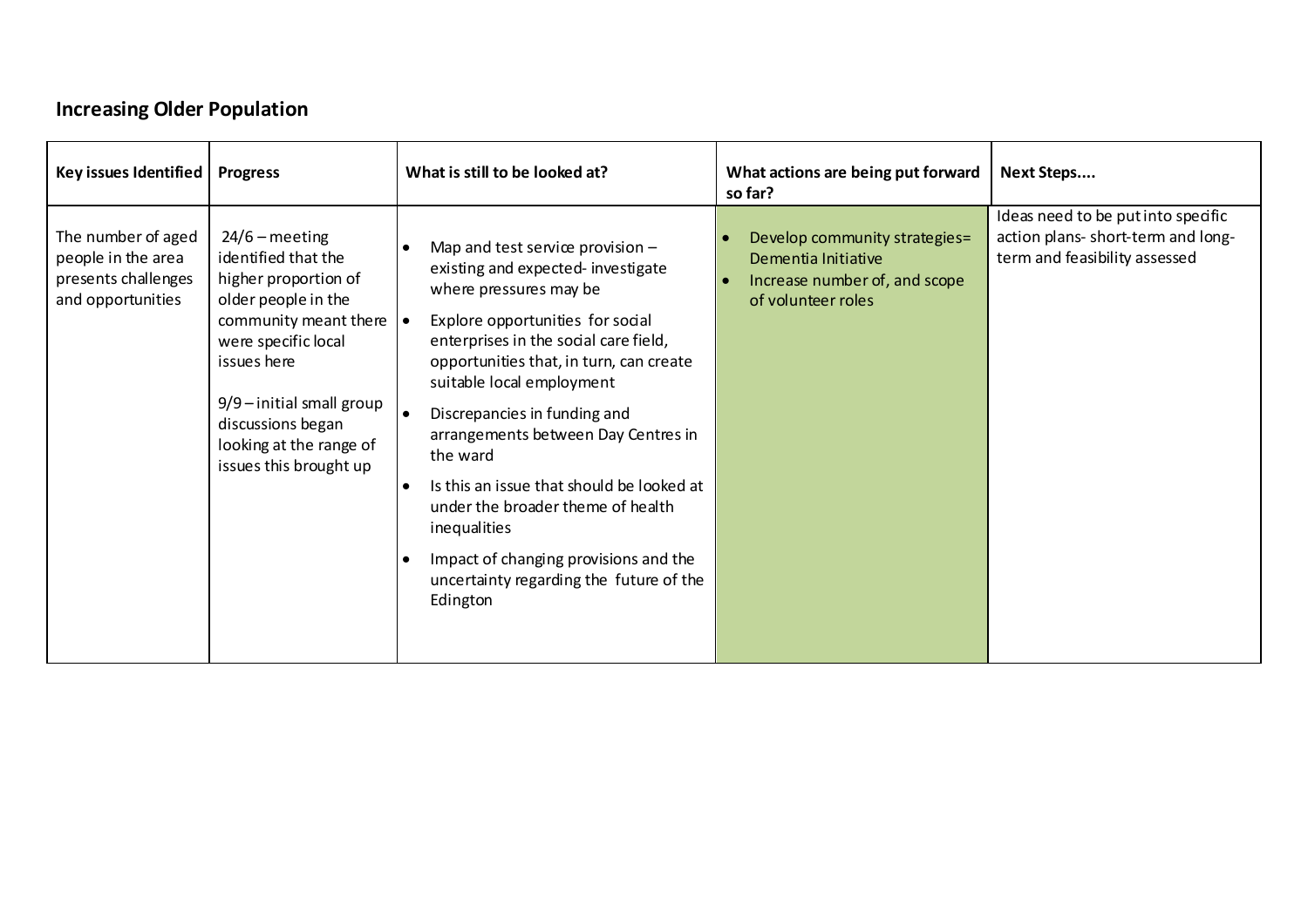## Increasing Older Population

| Key issues Identified | Progress | What is still to be looked at? | What actions are being put forward so far? | Next Steps.... |
|---|---|---|---|---|
| The number of aged people in the area presents challenges and opportunities | 24/6 – meeting identified that the higher proportion of older people in the community meant there were specific local issues here<br><br>9/9 – initial small group discussions began looking at the range of issues this brought up | • Map and test service provision – existing and expected- investigate where pressures may be<br>• Explore opportunities for social enterprises in the social care field, opportunities that, in turn, can create suitable local employment<br>• Discrepancies in funding and arrangements between Day Centres in the ward<br>• Is this an issue that should be looked at under the broader theme of health inequalities<br>• Impact of changing provisions and the uncertainty regarding the future of the Edington | • Develop community strategies= Dementia Initiative<br>• Increase number of, and scope of volunteer roles | Ideas need to be put into specific action plans- short-term and long-term and feasibility assessed |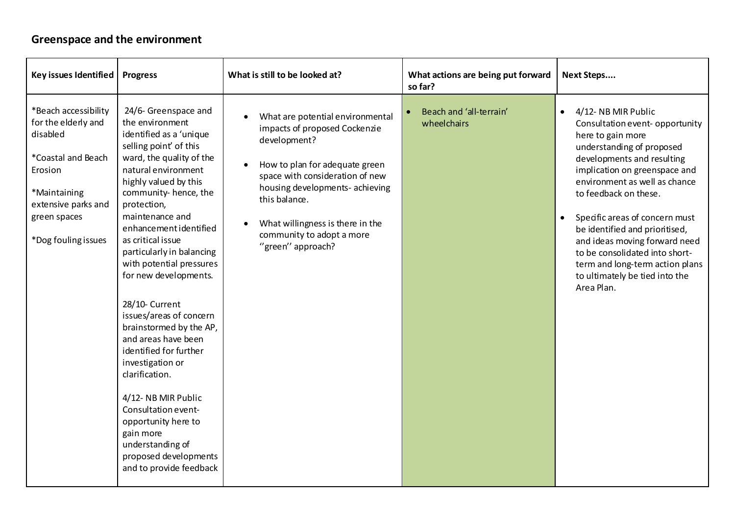## Greenspace and the environment

| Key issues Identified | Progress | What is still to be looked at? | What actions are being put forward so far? | Next Steps.... |
|---|---|---|---|---|
| *Beach accessibility for the elderly and disabled<br><br>*Coastal and Beach Erosion<br><br>*Maintaining extensive parks and green spaces<br><br>*Dog fouling issues | 24/6- Greenspace and the environment identified as a 'unique selling point' of this ward, the quality of the natural environment highly valued by this community- hence, the protection, maintenance and enhancement identified as critical issue particularly in balancing with potential pressures for new developments.<br><br>28/10- Current issues/areas of concern brainstormed by the AP, and areas have been identified for further investigation or clarification.<br><br>4/12- NB MIR Public Consultation event- opportunity here to gain more understanding of proposed developments and to provide feedback | • What are potential environmental impacts of proposed Cockenzie development?<br><br>• How to plan for adequate green space with consideration of new housing developments- achieving this balance.<br><br>• What willingness is there in the community to adopt a more ''green'' approach? | • Beach and 'all-terrain' wheelchairs | • 4/12- NB MIR Public Consultation event- opportunity here to gain more understanding of proposed developments and resulting implication on greenspace and environment as well as chance to feedback on these.<br><br>• Specific areas of concern must be identified and prioritised, and ideas moving forward need to be consolidated into short-term and long-term action plans to ultimately be tied into the Area Plan. |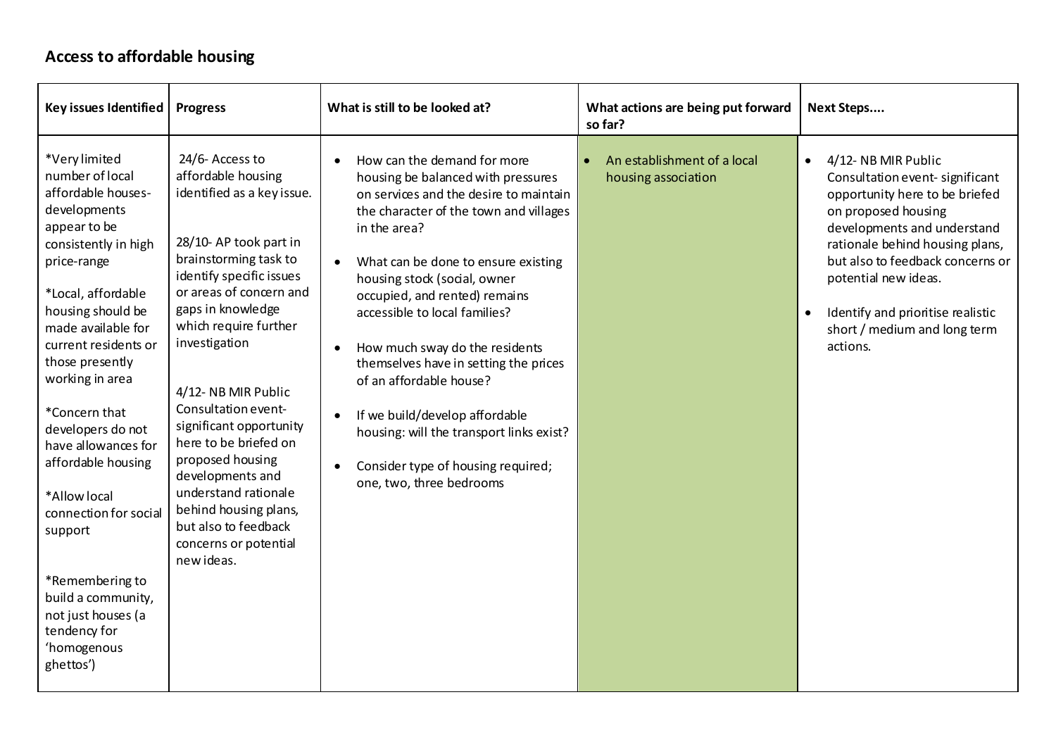## Access to affordable housing

| Key issues Identified | Progress | What is still to be looked at? | What actions are being put forward so far? | Next Steps.... |
|---|---|---|---|---|
| *Very limited number of local affordable houses- developments appear to be consistently in high price-range<br><br>*Local, affordable housing should be made available for current residents or those presently working in area<br><br>*Concern that developers do not have allowances for affordable housing<br><br>*Allow local connection for social support<br><br>*Remembering to build a community, not just houses (a tendency for 'homogenous ghettos') | 24/6- Access to affordable housing identified as a key issue.<br><br>28/10- AP took part in brainstorming task to identify specific issues or areas of concern and gaps in knowledge which require further investigation<br><br>4/12- NB MIR Public Consultation event- significant opportunity here to be briefed on proposed housing developments and understand rationale behind housing plans, but also to feedback concerns or potential new ideas. | • How can the demand for more housing be balanced with pressures on services and the desire to maintain the character of the town and villages in the area?<br><br>• What can be done to ensure existing housing stock (social, owner occupied, and rented) remains accessible to local families?<br><br>• How much sway do the residents themselves have in setting the prices of an affordable house?<br><br>• If we build/develop affordable housing: will the transport links exist?<br><br>• Consider type of housing required; one, two, three bedrooms | • An establishment of a local housing association | • 4/12- NB MIR Public Consultation event- significant opportunity here to be briefed on proposed housing developments and understand rationale behind housing plans, but also to feedback concerns or potential new ideas.<br><br>• Identify and prioritise realistic short / medium and long term actions. |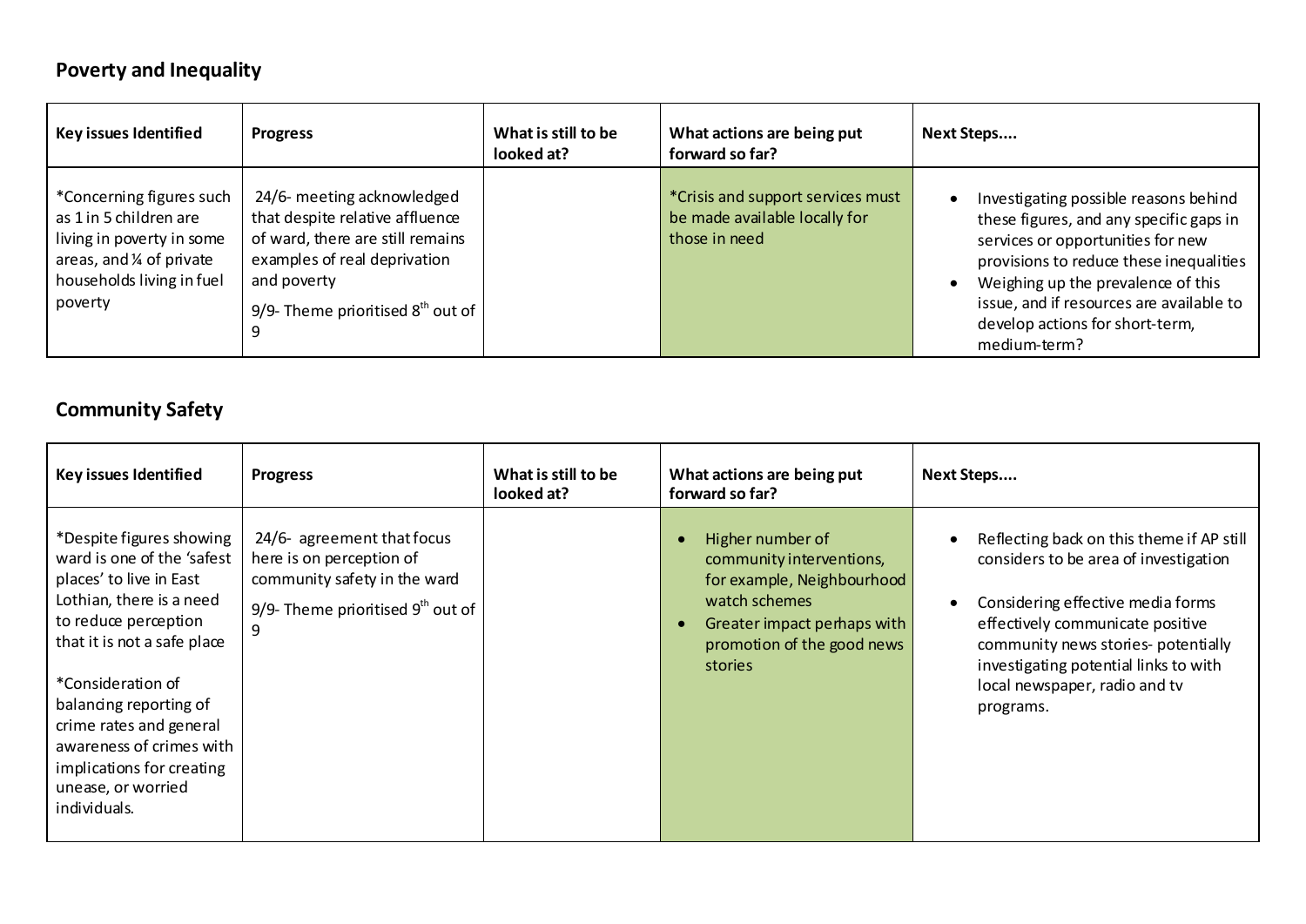## Poverty and Inequality

| Key issues Identified | Progress | What is still to be looked at? | What actions are being put forward so far? | Next Steps.... |
|---|---|---|---|---|
| *Concerning figures such as 1 in 5 children are living in poverty in some areas, and ¼ of private households living in fuel poverty | 24/6- meeting acknowledged that despite relative affluence of ward, there are still remains examples of real deprivation and poverty<br><br>9/9- Theme prioritised 8th out of 9 | | *Crisis and support services must be made available locally for those in need | • Investigating possible reasons behind these figures, and any specific gaps in services or opportunities for new provisions to reduce these inequalities<br>• Weighing up the prevalence of this issue, and if resources are available to develop actions for short-term, medium-term? |

## Community Safety

| Key issues Identified | Progress | What is still to be looked at? | What actions are being put forward so far? | Next Steps.... |
|---|---|---|---|---|
| *Despite figures showing ward is one of the 'safest places' to live in East Lothian, there is a need to reduce perception that it is not a safe place<br><br>*Consideration of balancing reporting of crime rates and general awareness of crimes with implications for creating unease, or worried individuals. | 24/6- agreement that focus here is on perception of community safety in the ward<br><br>9/9- Theme prioritised 9th out of 9 | | • Higher number of community interventions, for example, Neighbourhood watch schemes<br>• Greater impact perhaps with promotion of the good news stories | • Reflecting back on this theme if AP still considers to be area of investigation<br><br>• Considering effective media forms effectively communicate positive community news stories- potentially investigating potential links to with local newspaper, radio and tv programs. |